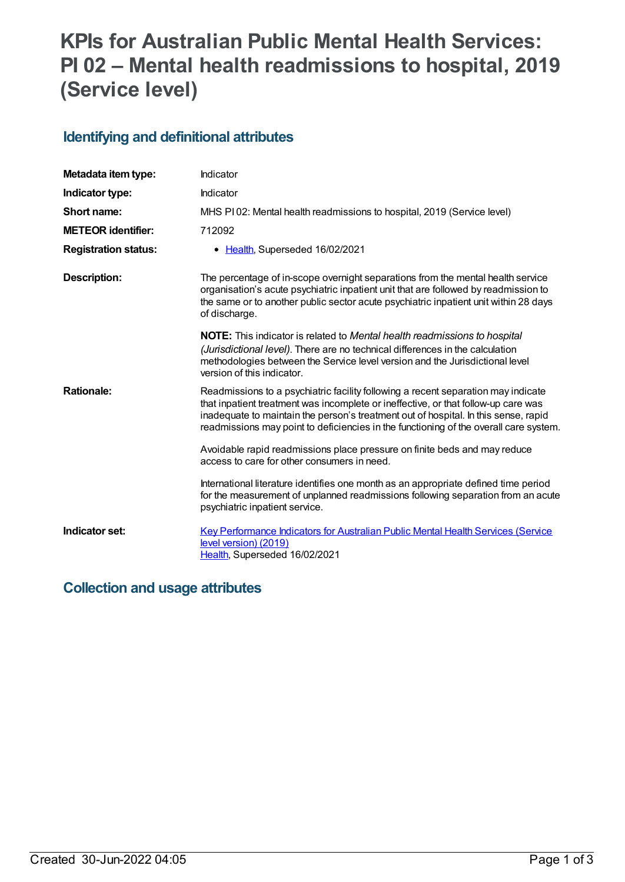# KPIs for Australian Public Mental Health Services: PI 02 – Mental health readmissions to hospital, 2019 (Service level)

## Identifying and definitional attributes

| | |
|---|---|
| **Metadata item type:** | Indicator |
| **Indicator type:** | Indicator |
| **Short name:** | MHS PI 02: Mental health readmissions to hospital, 2019 (Service level) |
| **METEOR identifier:** | 712092 |
| **Registration status:** | • Health, Superseded 16/02/2021 |
| **Description:** | The percentage of in-scope overnight separations from the mental health service organisation's acute psychiatric inpatient unit that are followed by readmission to the same or to another public sector acute psychiatric inpatient unit within 28 days of discharge.<br><br>**NOTE:** This indicator is related to *Mental health readmissions to hospital (Jurisdictional level)*. There are no technical differences in the calculation methodologies between the Service level version and the Jurisdictional level version of this indicator. |
| **Rationale:** | Readmissions to a psychiatric facility following a recent separation may indicate that inpatient treatment was incomplete or ineffective, or that follow-up care was inadequate to maintain the person's treatment out of hospital. In this sense, rapid readmissions may point to deficiencies in the functioning of the overall care system.<br><br>Avoidable rapid readmissions place pressure on finite beds and may reduce access to care for other consumers in need.<br><br>International literature identifies one month as an appropriate defined time period for the measurement of unplanned readmissions following separation from an acute psychiatric inpatient service. |
| **Indicator set:** | Key Performance Indicators for Australian Public Mental Health Services (Service level version) (2019)<br>Health, Superseded 16/02/2021 |

## Collection and usage attributes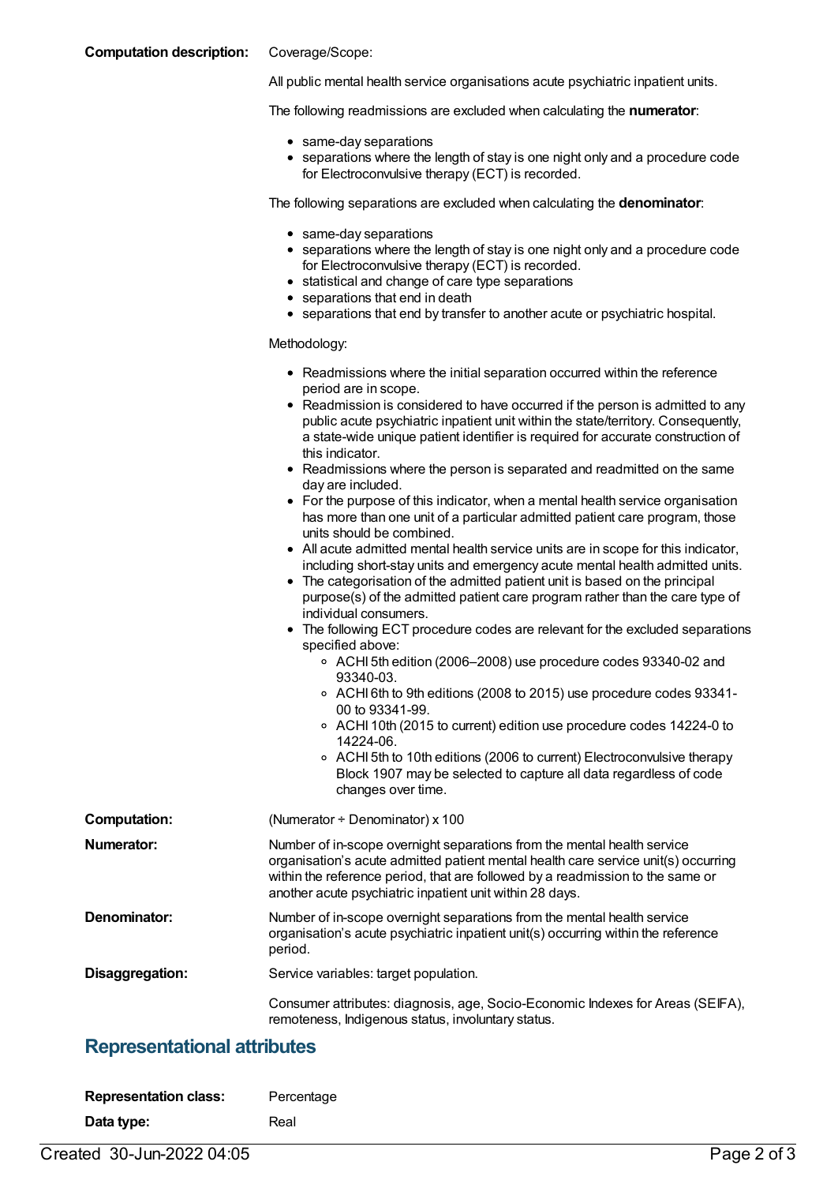**Computation description:** Coverage/Scope:

All public mental health service organisations acute psychiatric inpatient units.

The following readmissions are excluded when calculating the **numerator**:

- same-day separations
- separations where the length of stay is one night only and a procedure code for Electroconvulsive therapy (ECT) is recorded.

The following separations are excluded when calculating the **denominator**:

- same-day separations
- separations where the length of stay is one night only and a procedure code for Electroconvulsive therapy (ECT) is recorded.
- statistical and change of care type separations
- separations that end in death
- separations that end by transfer to another acute or psychiatric hospital.

Methodology:

- Readmissions where the initial separation occurred within the reference period are in scope.
- Readmission is considered to have occurred if the person is admitted to any public acute psychiatric inpatient unit within the state/territory. Consequently, a state-wide unique patient identifier is required for accurate construction of this indicator.
- Readmissions where the person is separated and readmitted on the same day are included.
- For the purpose of this indicator, when a mental health service organisation has more than one unit of a particular admitted patient care program, those units should be combined.
- All acute admitted mental health service units are in scope for this indicator, including short-stay units and emergency acute mental health admitted units.
- The categorisation of the admitted patient unit is based on the principal purpose(s) of the admitted patient care program rather than the care type of individual consumers.
- The following ECT procedure codes are relevant for the excluded separations specified above:
  - ACHI 5th edition (2006–2008) use procedure codes 93340-02 and 93340-03.
  - ACHI 6th to 9th editions (2008 to 2015) use procedure codes 93341-00 to 93341-99.
  - ACHI 10th (2015 to current) edition use procedure codes 14224-0 to 14224-06.
  - ACHI 5th to 10th editions (2006 to current) Electroconvulsive therapy Block 1907 may be selected to capture all data regardless of code changes over time.

**Computation:** (Numerator ÷ Denominator) x 100

**Numerator:** Number of in-scope overnight separations from the mental health service organisation's acute admitted patient mental health care service unit(s) occurring within the reference period, that are followed by a readmission to the same or another acute psychiatric inpatient unit within 28 days.

**Denominator:** Number of in-scope overnight separations from the mental health service organisation's acute psychiatric inpatient unit(s) occurring within the reference period.

**Disaggregation:** Service variables: target population.

Consumer attributes: diagnosis, age, Socio-Economic Indexes for Areas (SEIFA), remoteness, Indigenous status, involuntary status.

## Representational attributes

**Representation class:** Percentage

**Data type:** Real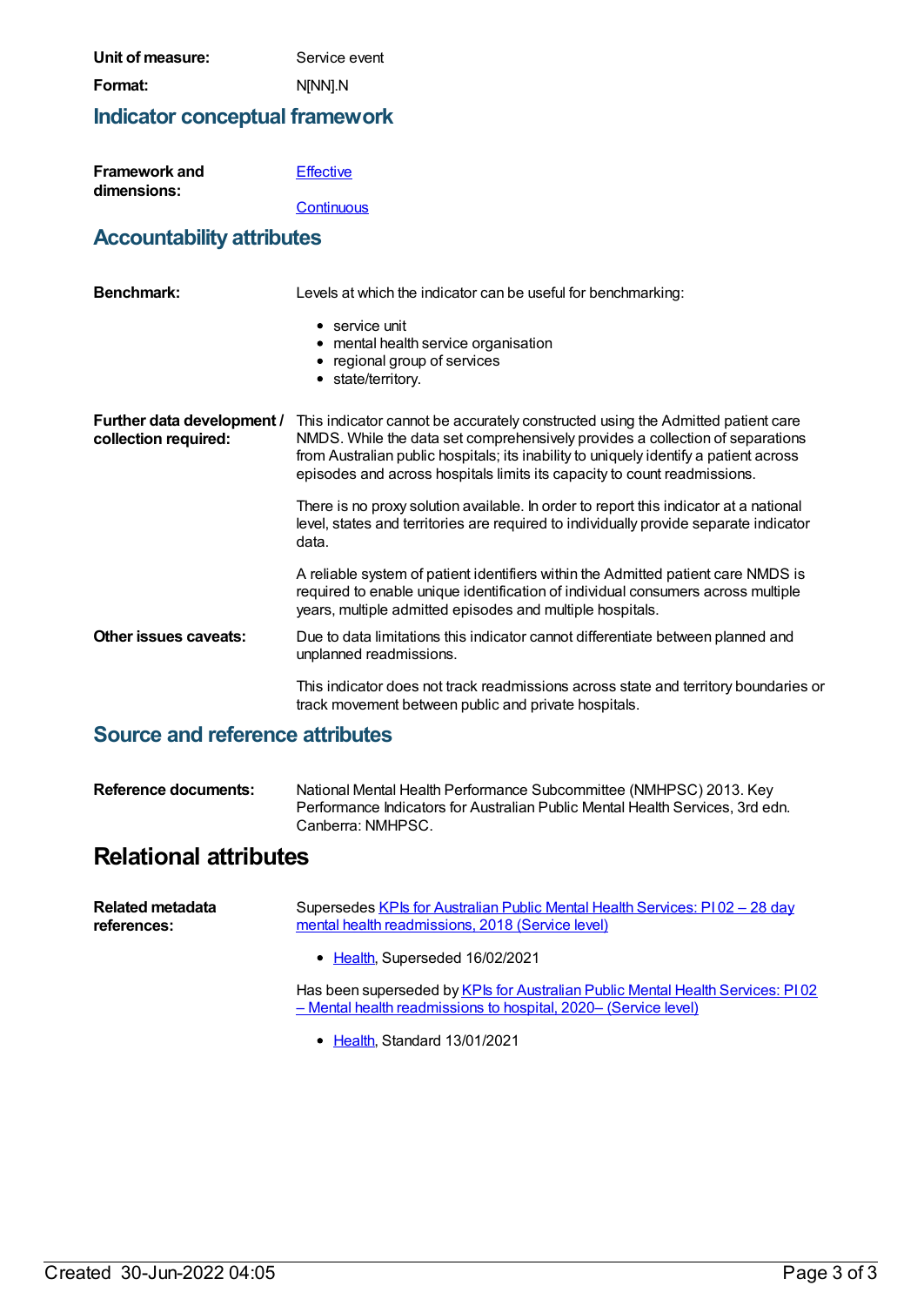**Unit of measure:** Service event

**Format:** N[NN].N

## Indicator conceptual framework

**Framework and dimensions:**

Effective

Continuous

## Accountability attributes

**Benchmark:**

Levels at which the indicator can be useful for benchmarking:

- service unit
- mental health service organisation
- regional group of services
- state/territory.

**Further data development / collection required:**

This indicator cannot be accurately constructed using the Admitted patient care NMDS. While the data set comprehensively provides a collection of separations from Australian public hospitals; its inability to uniquely identify a patient across episodes and across hospitals limits its capacity to count readmissions.

There is no proxy solution available. In order to report this indicator at a national level, states and territories are required to individually provide separate indicator data.

A reliable system of patient identifiers within the Admitted patient care NMDS is required to enable unique identification of individual consumers across multiple years, multiple admitted episodes and multiple hospitals.

**Other issues caveats:**

Due to data limitations this indicator cannot differentiate between planned and unplanned readmissions.

This indicator does not track readmissions across state and territory boundaries or track movement between public and private hospitals.

## Source and reference attributes

**Reference documents:**

National Mental Health Performance Subcommittee (NMHPSC) 2013. Key Performance Indicators for Australian Public Mental Health Services, 3rd edn. Canberra: NMHPSC.

# Relational attributes

**Related metadata references:**

Supersedes KPIs for Australian Public Mental Health Services: PI 02 – 28 day mental health readmissions, 2018 (Service level)

- Health, Superseded 16/02/2021

Has been superseded by KPIs for Australian Public Mental Health Services: PI 02 – Mental health readmissions to hospital, 2020– (Service level)

- Health, Standard 13/01/2021